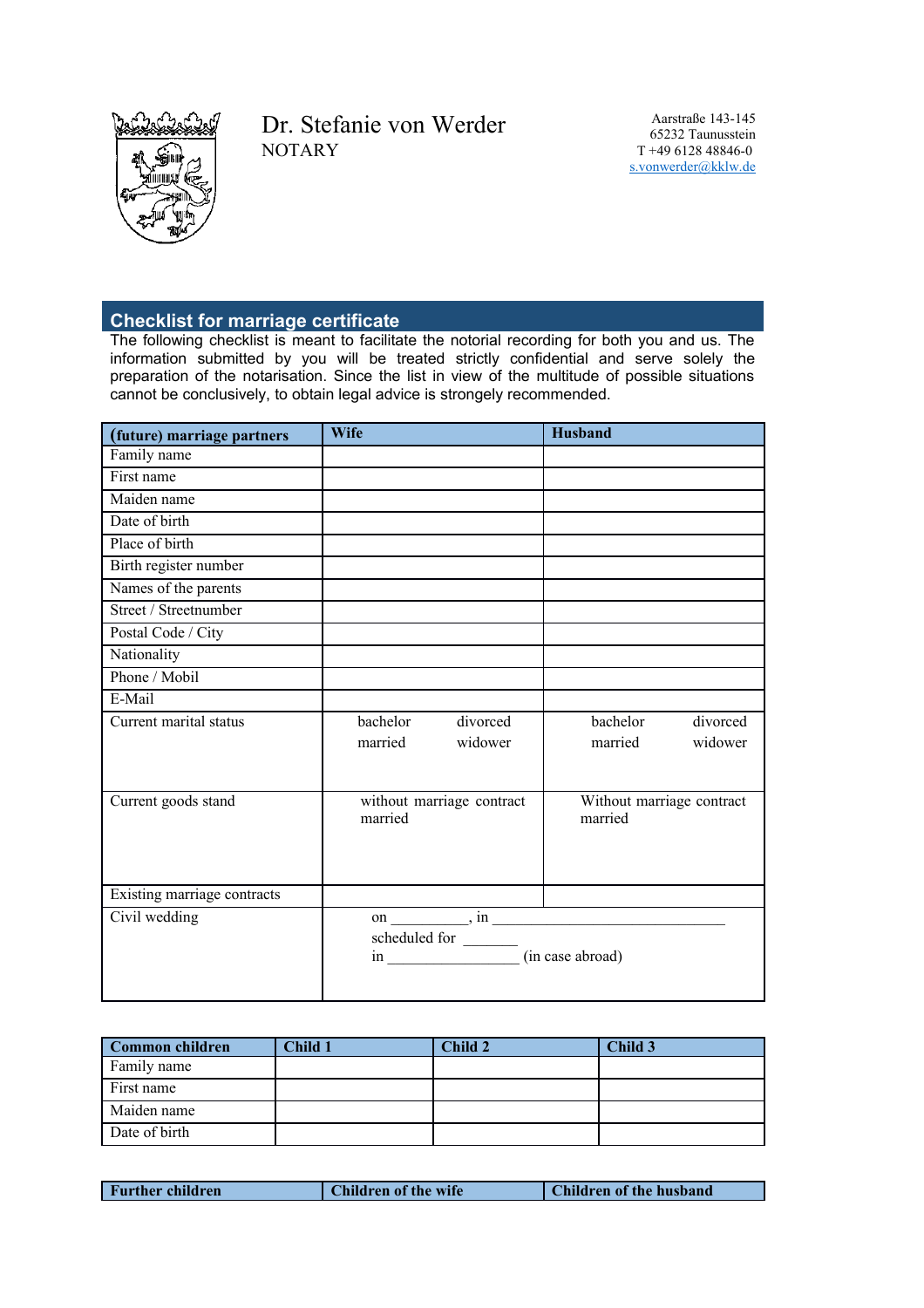Dr. Stefanie von Werder
NOTARY

Aarstraße 143-145
65232 Taunusstein
T +49 6128 48846-0
s.vonwerder@kklw.de

## Checklist for marriage certificate

The following checklist is meant to facilitate the notorial recording for both you and us. The information submitted by you will be treated strictly confidential and serve solely the preparation of the notarisation. Since the list in view of the multitude of possible situations cannot be conclusively, to obtain legal advice is strongly recommended.

| (future) marriage partners | Wife | Husband |
|---|---|---|
| Family name | | |
| First name | | |
| Maiden name | | |
| Date of birth | | |
| Place of birth | | |
| Birth register number | | |
| Names of the parents | | |
| Street / Streetnumber | | |
| Postal Code / City | | |
| Nationality | | |
| Phone / Mobil | | |
| E-Mail | | |
| Current marital status | bachelor divorced married widower | bachelor divorced married widower |
| Current goods stand | without marriage contract married | Without marriage contract married |
| Existing marriage contracts | | |
| Civil wedding | on __________, in _______________________________ scheduled for _______ in _________________ (in case abroad) | |

| Common children | Child 1 | Child 2 | Child 3 |
|---|---|---|---|
| Family name | | | |
| First name | | | |
| Maiden name | | | |
| Date of birth | | | |

| Further children | Children of the wife | Children of the husband |
|---|---|---|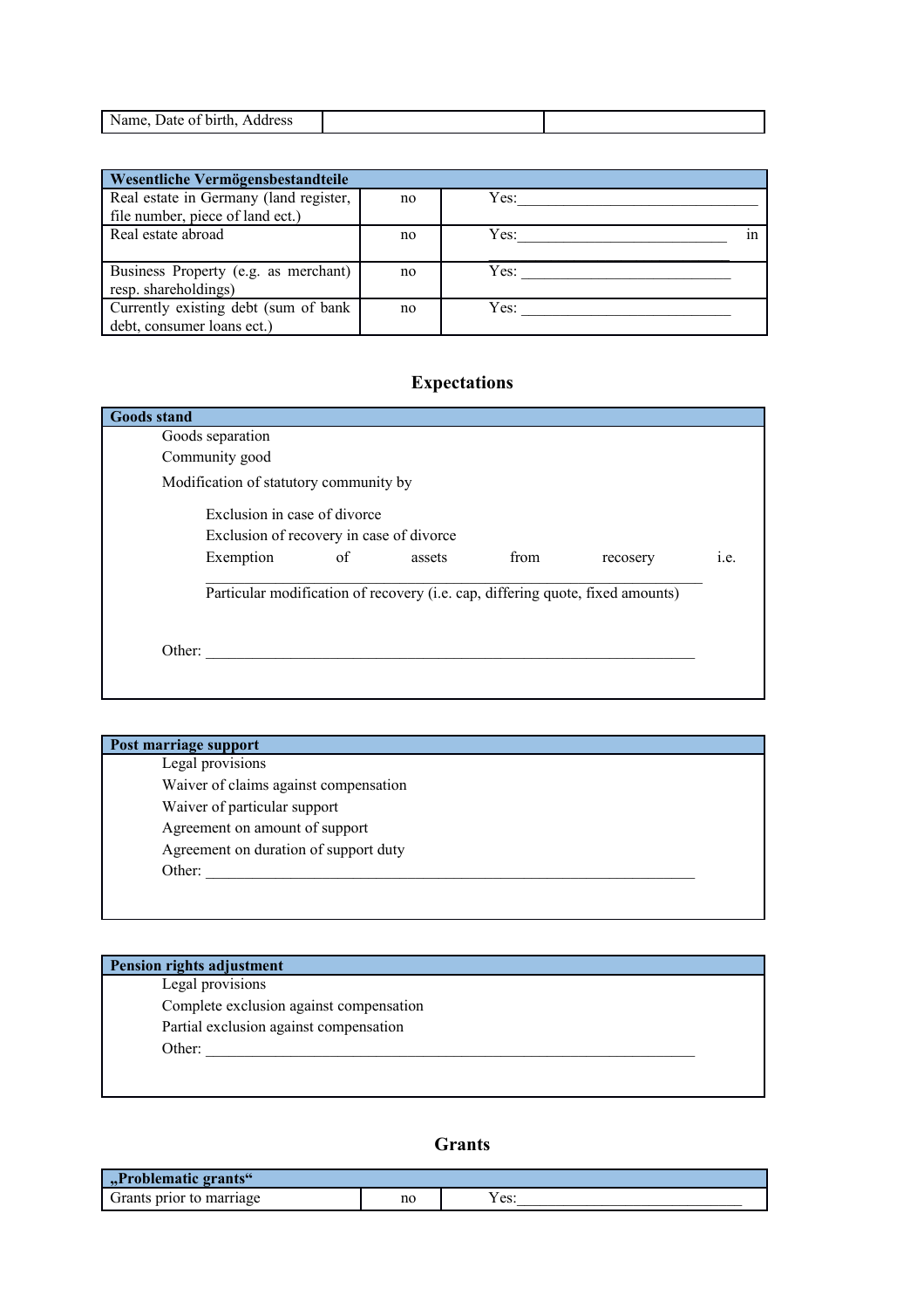| Name, Date of birth, Address | | |
|---|---|---|

| Wesentliche Vermögensbestandteile | | |
|---|---|---|
| Real estate in Germany (land register, file number, piece of land ect.) | no | Yes:______________________________ |
| Real estate abroad | no | Yes:__________________________ in __________________________ |
| Business Property (e.g. as merchant) resp. shareholdings) | no | Yes: __________________________ |
| Currently existing debt (sum of bank debt, consumer loans ect.) | no | Yes: __________________________ |

## Expectations

| Goods stand |
|---|
| Goods separation<br>Community good<br>Modification of statutory community by<br>Exclusion in case of divorce<br>Exclusion of recovery in case of divorce<br>Exemption of assets from recosery i.e. ______________________________________________________________<br>Particular modification of recovery (i.e. cap, differing quote, fixed amounts)<br>Other: ______________________________________________________________ |

| Post marriage support |
|---|
| Legal provisions<br>Waiver of claims against compensation<br>Waiver of particular support<br>Agreement on amount of support<br>Agreement on duration of support duty<br>Other: ______________________________________________________________ |

| Pension rights adjustment |
|---|
| Legal provisions<br>Complete exclusion against compensation<br>Partial exclusion against compensation<br>Other: ______________________________________________________________ |

## Grants

| „Problematic grants“ | | |
|---|---|---|
| Grants prior to marriage | no | Yes:____________________________ |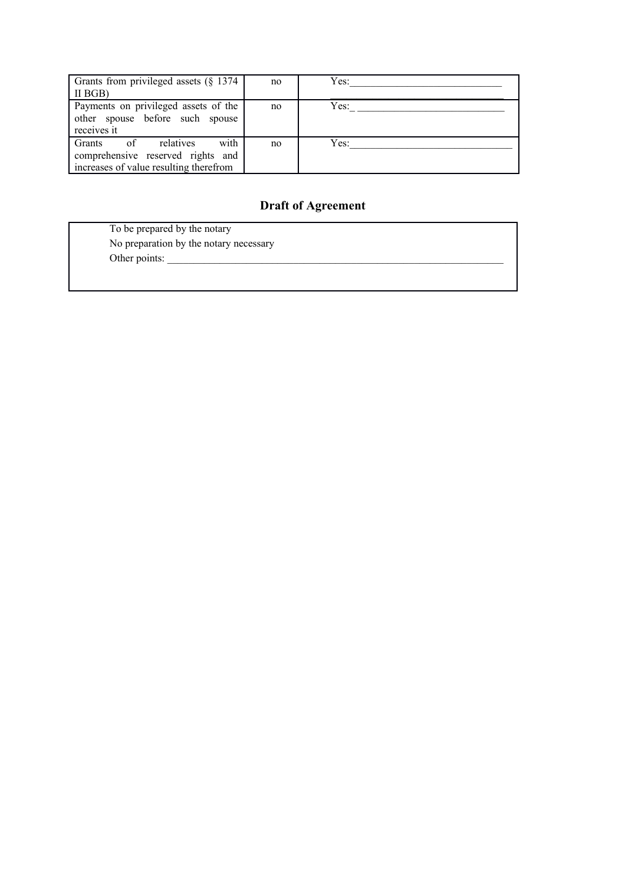| | | |
|---|---|---|
| Grants from privileged assets (§ 1374 II BGB) | no | Yes:_____________________________ |
| Payments on privileged assets of the other spouse before such spouse receives it | no | Yes:_ ____________________________ |
| Grants of relatives with comprehensive reserved rights and increases of value resulting therefrom | no | Yes:_______________________________ |

## Draft of Agreement

To be prepared by the notary

No preparation by the notary necessary

Other points: ____________________________________________________________________